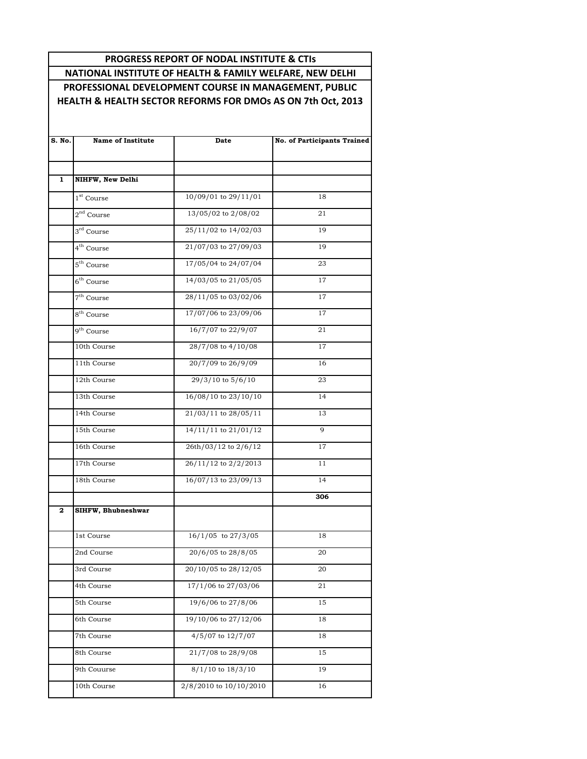# PROGRESS REPORT OF NODAL INSTITUTE & CTIs

## NATIONAL INSTITUTE OF HEALTH & FAMILY WELFARE, NEW DELHI

## PROFESSIONAL DEVELOPMENT COURSE IN MANAGEMENT, PUBLIC HEALTH & HEALTH SECTOR REFORMS FOR DMOs AS ON 7th Oct, 2013

| S. No. | Name of Institute | Date | No. of Participants Trained |
|---|---|---|---|
| | | | |
| 1 | NIHFW, New Delhi | | |
| | 1st Course | 10/09/01 to 29/11/01 | 18 |
| | 2nd Course | 13/05/02 to 2/08/02 | 21 |
| | 3rd Course | 25/11/02 to 14/02/03 | 19 |
| | 4th Course | 21/07/03 to 27/09/03 | 19 |
| | 5th Course | 17/05/04 to 24/07/04 | 23 |
| | 6th Course | 14/03/05 to 21/05/05 | 17 |
| | 7th Course | 28/11/05 to 03/02/06 | 17 |
| | 8th Course | 17/07/06 to 23/09/06 | 17 |
| | 9th Course | 16/7/07 to 22/9/07 | 21 |
| | 10th Course | 28/7/08 to 4/10/08 | 17 |
| | 11th Course | 20/7/09 to 26/9/09 | 16 |
| | 12th Course | 29/3/10 to 5/6/10 | 23 |
| | 13th Course | 16/08/10 to 23/10/10 | 14 |
| | 14th Course | 21/03/11 to 28/05/11 | 13 |
| | 15th Course | 14/11/11 to 21/01/12 | 9 |
| | 16th Course | 26th/03/12 to 2/6/12 | 17 |
| | 17th Course | 26/11/12 to 2/2/2013 | 11 |
| | 18th Course | 16/07/13 to 23/09/13 | 14 |
| | | | **306** |
| 2 | SIHFW, Bhubneshwar | | |
| | 1st Course | 16/1/05 to 27/3/05 | 18 |
| | 2nd Course | 20/6/05 to 28/8/05 | 20 |
| | 3rd Course | 20/10/05 to 28/12/05 | 20 |
| | 4th Course | 17/1/06 to 27/03/06 | 21 |
| | 5th Course | 19/6/06 to 27/8/06 | 15 |
| | 6th Course | 19/10/06 to 27/12/06 | 18 |
| | 7th Course | 4/5/07 to 12/7/07 | 18 |
| | 8th Course | 21/7/08 to 28/9/08 | 15 |
| | 9th Couurse | 8/1/10 to 18/3/10 | 19 |
| | 10th Course | 2/8/2010 to 10/10/2010 | 16 |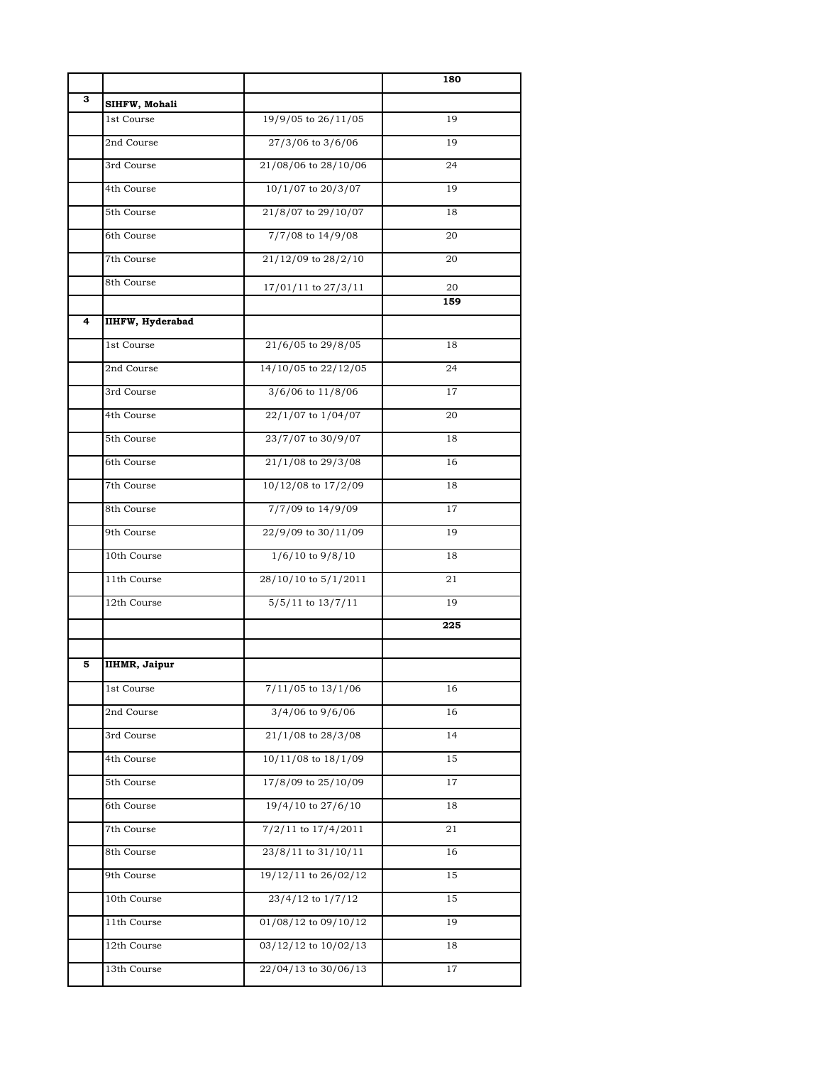| | | | 180 |
|---|---|---|---|
| **3** | **SIHFW, Mohali** | | |
| | 1st Course | 19/9/05 to 26/11/05 | 19 |
| | 2nd Course | 27/3/06 to 3/6/06 | 19 |
| | 3rd Course | 21/08/06 to 28/10/06 | 24 |
| | 4th Course | 10/1/07 to 20/3/07 | 19 |
| | 5th Course | 21/8/07 to 29/10/07 | 18 |
| | 6th Course | 7/7/08 to 14/9/08 | 20 |
| | 7th Course | 21/12/09 to 28/2/10 | 20 |
| | 8th Course | 17/01/11 to 27/3/11 | 20 |
| | | | **159** |
| **4** | **IIHFW, Hyderabad** | | |
| | 1st Course | 21/6/05 to 29/8/05 | 18 |
| | 2nd Course | 14/10/05 to 22/12/05 | 24 |
| | 3rd Course | 3/6/06 to 11/8/06 | 17 |
| | 4th Course | 22/1/07 to 1/04/07 | 20 |
| | 5th Course | 23/7/07 to 30/9/07 | 18 |
| | 6th Course | 21/1/08 to 29/3/08 | 16 |
| | 7th Course | 10/12/08 to 17/2/09 | 18 |
| | 8th Course | 7/7/09 to 14/9/09 | 17 |
| | 9th Course | 22/9/09 to 30/11/09 | 19 |
| | 10th Course | 1/6/10 to 9/8/10 | 18 |
| | 11th Course | 28/10/10 to 5/1/2011 | 21 |
| | 12th Course | 5/5/11 to 13/7/11 | 19 |
| | | | **225** |
| | | | |
| **5** | **IIHMR, Jaipur** | | |
| | 1st Course | 7/11/05 to 13/1/06 | 16 |
| | 2nd Course | 3/4/06 to 9/6/06 | 16 |
| | 3rd Course | 21/1/08 to 28/3/08 | 14 |
| | 4th Course | 10/11/08 to 18/1/09 | 15 |
| | 5th Course | 17/8/09 to 25/10/09 | 17 |
| | 6th Course | 19/4/10 to 27/6/10 | 18 |
| | 7th Course | 7/2/11 to 17/4/2011 | 21 |
| | 8th Course | 23/8/11 to 31/10/11 | 16 |
| | 9th Course | 19/12/11 to 26/02/12 | 15 |
| | 10th Course | 23/4/12 to 1/7/12 | 15 |
| | 11th Course | 01/08/12 to 09/10/12 | 19 |
| | 12th Course | 03/12/12 to 10/02/13 | 18 |
| | 13th Course | 22/04/13 to 30/06/13 | 17 |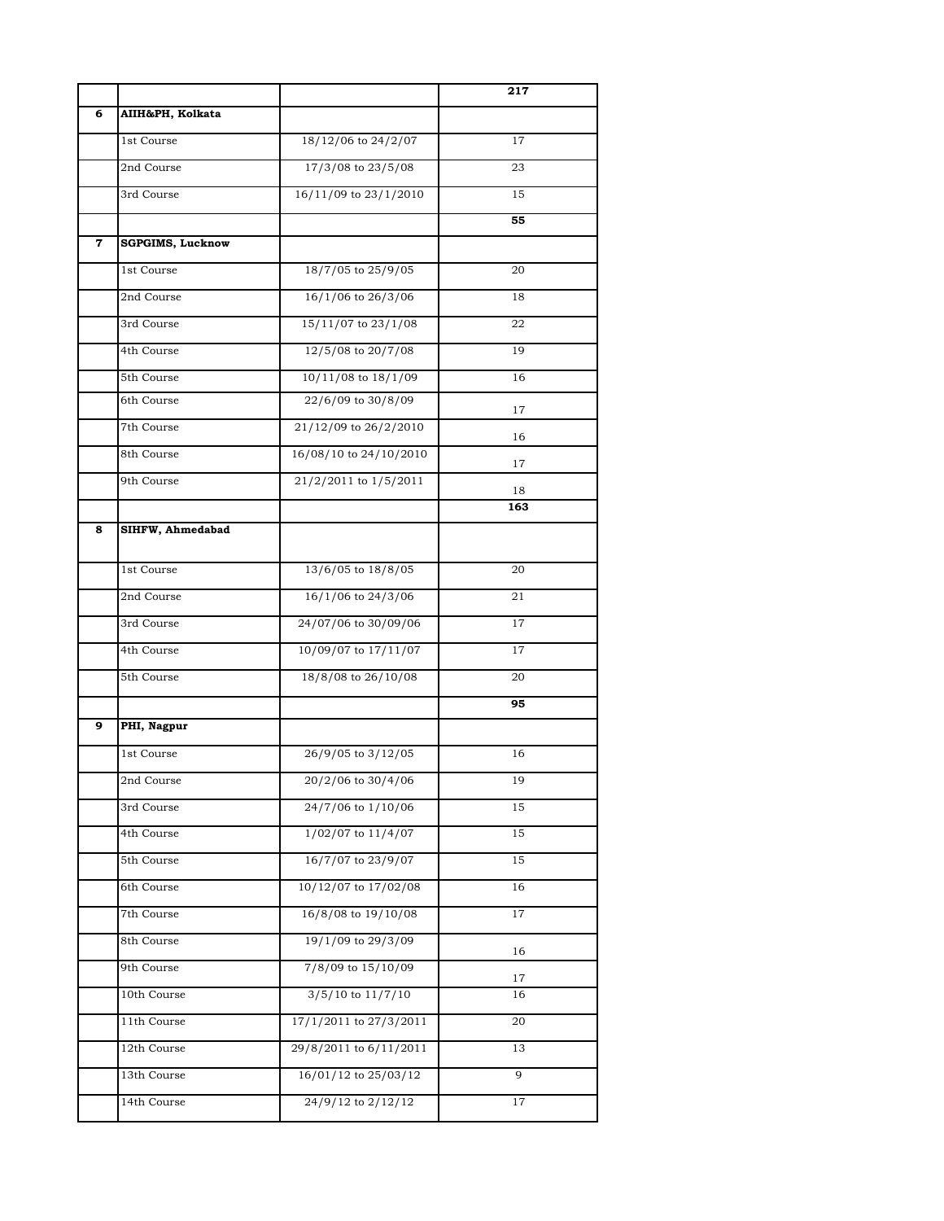| | | | **217** |
|---|---|---|---|
| **6** | **AIIH&PH, Kolkata** | | |
| | 1st Course | 18/12/06 to 24/2/07 | 17 |
| | 2nd Course | 17/3/08 to 23/5/08 | 23 |
| | 3rd Course | 16/11/09 to 23/1/2010 | 15 |
| | | | **55** |
| **7** | **SGPGIMS, Lucknow** | | |
| | 1st Course | 18/7/05 to 25/9/05 | 20 |
| | 2nd Course | 16/1/06 to 26/3/06 | 18 |
| | 3rd Course | 15/11/07 to 23/1/08 | 22 |
| | 4th Course | 12/5/08 to 20/7/08 | 19 |
| | 5th Course | 10/11/08 to 18/1/09 | 16 |
| | 6th Course | 22/6/09 to 30/8/09 | 17 |
| | 7th Course | 21/12/09 to 26/2/2010 | 16 |
| | 8th Course | 16/08/10 to 24/10/2010 | 17 |
| | 9th Course | 21/2/2011 to 1/5/2011 | 18 |
| | | | **163** |
| **8** | **SIHFW, Ahmedabad** | | |
| | 1st Course | 13/6/05 to 18/8/05 | 20 |
| | 2nd Course | 16/1/06 to 24/3/06 | 21 |
| | 3rd Course | 24/07/06 to 30/09/06 | 17 |
| | 4th Course | 10/09/07 to 17/11/07 | 17 |
| | 5th Course | 18/8/08 to 26/10/08 | 20 |
| | | | **95** |
| **9** | **PHI, Nagpur** | | |
| | 1st Course | 26/9/05 to 3/12/05 | 16 |
| | 2nd Course | 20/2/06 to 30/4/06 | 19 |
| | 3rd Course | 24/7/06 to 1/10/06 | 15 |
| | 4th Course | 1/02/07 to 11/4/07 | 15 |
| | 5th Course | 16/7/07 to 23/9/07 | 15 |
| | 6th Course | 10/12/07 to 17/02/08 | 16 |
| | 7th Course | 16/8/08 to 19/10/08 | 17 |
| | 8th Course | 19/1/09 to 29/3/09 | 16 |
| | 9th Course | 7/8/09 to 15/10/09 | 17 |
| | 10th Course | 3/5/10 to 11/7/10 | 16 |
| | 11th Course | 17/1/2011 to 27/3/2011 | 20 |
| | 12th Course | 29/8/2011 to 6/11/2011 | 13 |
| | 13th Course | 16/01/12 to 25/03/12 | 9 |
| | 14th Course | 24/9/12 to 2/12/12 | 17 |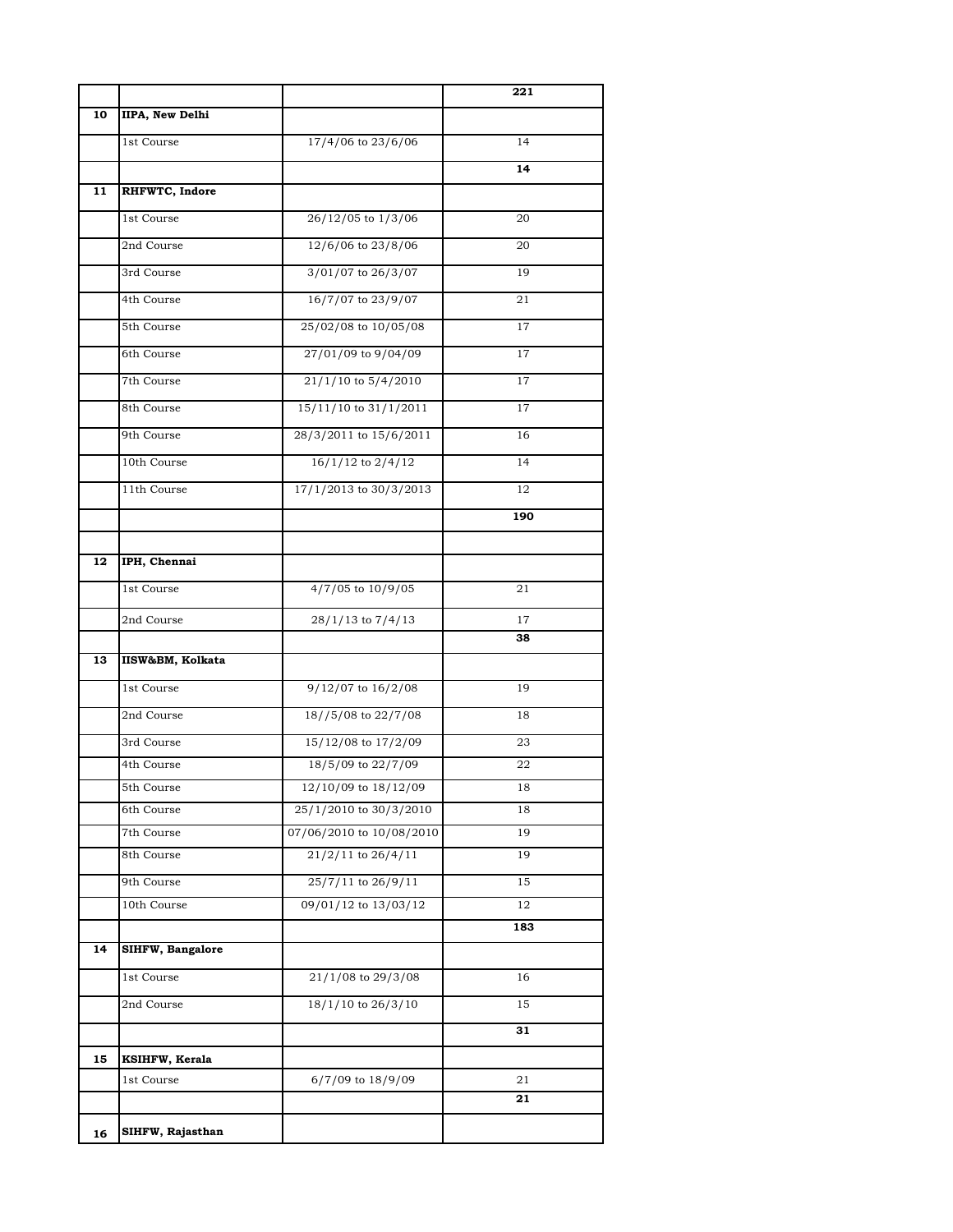| | | | **221** |
|---|---|---|---|
| **10** | **IIPA, New Delhi** | | |
| | 1st Course | 17/4/06 to 23/6/06 | 14 |
| | | | **14** |
| **11** | **RHFWTC, Indore** | | |
| | 1st Course | 26/12/05 to 1/3/06 | 20 |
| | 2nd Course | 12/6/06 to 23/8/06 | 20 |
| | 3rd Course | 3/01/07 to 26/3/07 | 19 |
| | 4th Course | 16/7/07 to 23/9/07 | 21 |
| | 5th Course | 25/02/08 to 10/05/08 | 17 |
| | 6th Course | 27/01/09 to 9/04/09 | 17 |
| | 7th Course | 21/1/10 to 5/4/2010 | 17 |
| | 8th Course | 15/11/10 to 31/1/2011 | 17 |
| | 9th Course | 28/3/2011 to 15/6/2011 | 16 |
| | 10th Course | 16/1/12 to 2/4/12 | 14 |
| | 11th Course | 17/1/2013 to 30/3/2013 | 12 |
| | | | **190** |
| | | | |
| **12** | **IPH, Chennai** | | |
| | 1st Course | 4/7/05 to 10/9/05 | 21 |
| | 2nd Course | 28/1/13 to 7/4/13 | 17 |
| | | | **38** |
| **13** | **IISW&BM, Kolkata** | | |
| | 1st Course | 9/12/07 to 16/2/08 | 19 |
| | 2nd Course | 18//5/08 to 22/7/08 | 18 |
| | 3rd Course | 15/12/08 to 17/2/09 | 23 |
| | 4th Course | 18/5/09 to 22/7/09 | 22 |
| | 5th Course | 12/10/09 to 18/12/09 | 18 |
| | 6th Course | 25/1/2010 to 30/3/2010 | 18 |
| | 7th Course | 07/06/2010 to 10/08/2010 | 19 |
| | 8th Course | 21/2/11 to 26/4/11 | 19 |
| | 9th Course | 25/7/11 to 26/9/11 | 15 |
| | 10th Course | 09/01/12 to 13/03/12 | 12 |
| | | | **183** |
| **14** | **SIHFW, Bangalore** | | |
| | 1st Course | 21/1/08 to 29/3/08 | 16 |
| | 2nd Course | 18/1/10 to 26/3/10 | 15 |
| | | | **31** |
| **15** | **KSIHFW, Kerala** | | |
| | 1st Course | 6/7/09 to 18/9/09 | 21 |
| | | | **21** |
| **16** | **SIHFW, Rajasthan** | | |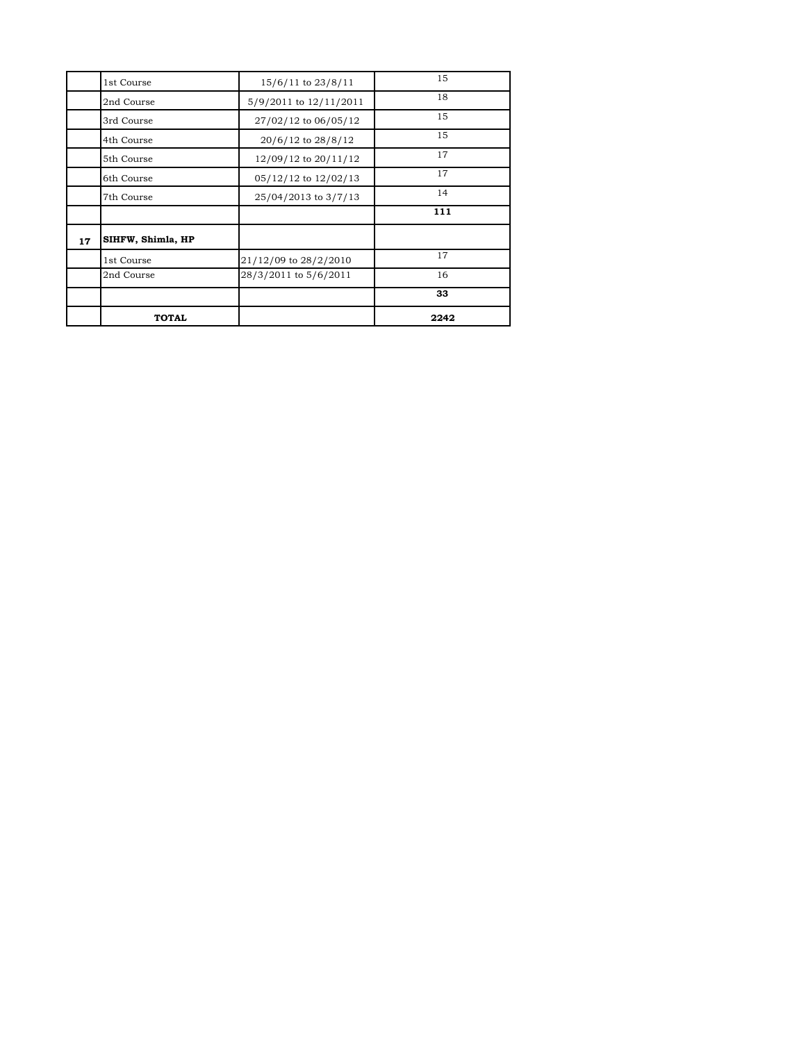| | | | |
|---|---|---|---|
| | 1st Course | 15/6/11 to 23/8/11 | 15 |
| | 2nd Course | 5/9/2011 to 12/11/2011 | 18 |
| | 3rd Course | 27/02/12 to 06/05/12 | 15 |
| | 4th Course | 20/6/12 to 28/8/12 | 15 |
| | 5th Course | 12/09/12 to 20/11/12 | 17 |
| | 6th Course | 05/12/12 to 12/02/13 | 17 |
| | 7th Course | 25/04/2013 to 3/7/13 | 14 |
| | | | **111** |
| **17** | **SIHFW, Shimla, HP** | | |
| | 1st Course | 21/12/09 to 28/2/2010 | 17 |
| | 2nd Course | 28/3/2011 to 5/6/2011 | 16 |
| | | | **33** |
| | **TOTAL** | | **2242** |